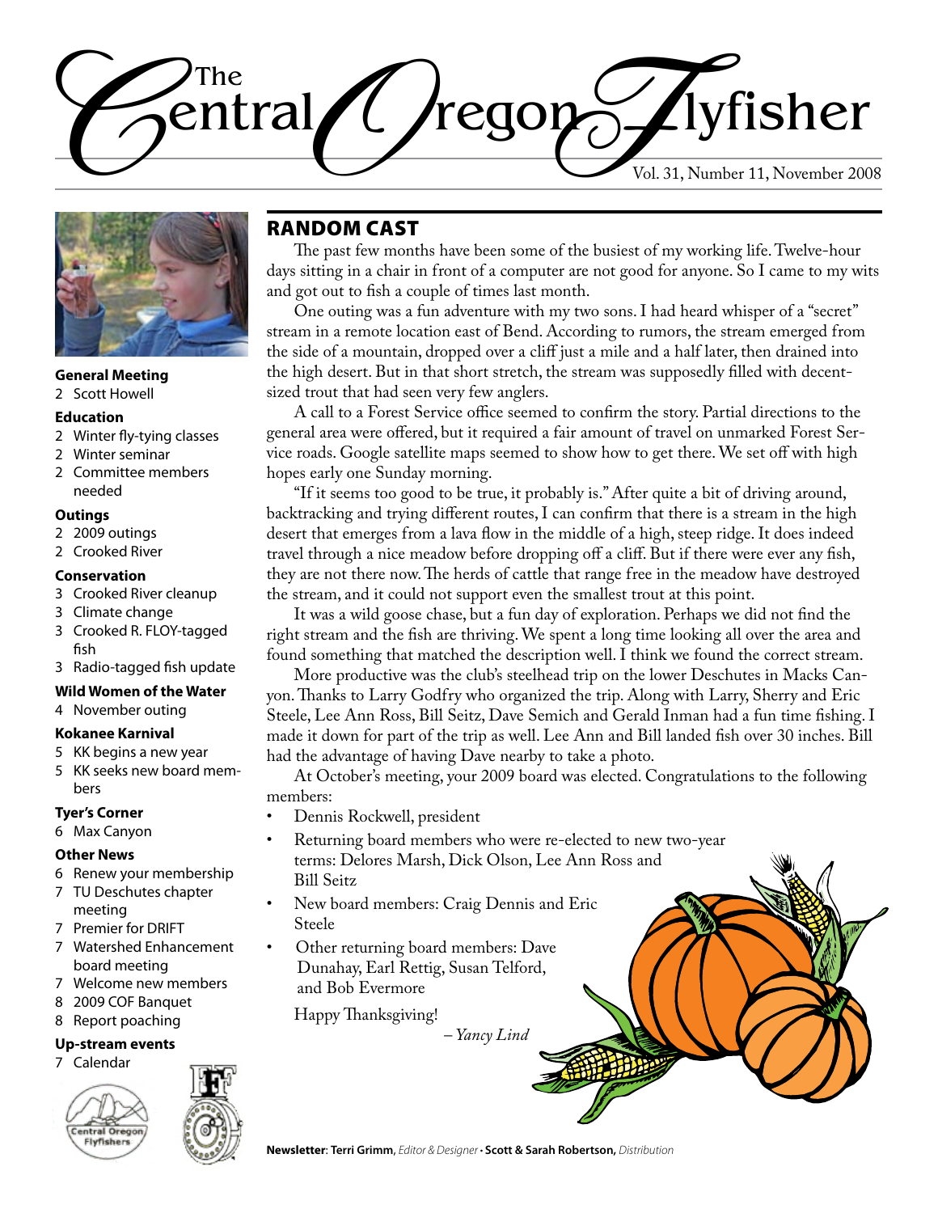# The Central Oregon Flyfisher

Vol. 31, Number 11, November 2008

**General Meeting**
- 2 Scott Howell

**Education**
- 2 Winter fly-tying classes
- 2 Winter seminar
- 2 Committee members needed

**Outings**
- 2 2009 outings
- 2 Crooked River

**Conservation**
- 3 Crooked River cleanup
- 3 Climate change
- 3 Crooked R. FLOY-tagged fish
- 3 Radio-tagged fish update

**Wild Women of the Water**
- 4 November outing

**Kokanee Karnival**
- 5 KK begins a new year
- 5 KK seeks new board members

**Tyer's Corner**
- 6 Max Canyon

**Other News**
- 6 Renew your membership
- 7 TU Deschutes chapter meeting
- 7 Premier for DRIFT
- 7 Watershed Enhancement board meeting
- 7 Welcome new members
- 8 2009 COF Banquet
- 8 Report poaching

**Up-stream events**
- 7 Calendar

## RANDOM CAST

The past few months have been some of the busiest of my working life. Twelve-hour days sitting in a chair in front of a computer are not good for anyone. So I came to my wits and got out to fish a couple of times last month.

One outing was a fun adventure with my two sons. I had heard whisper of a "secret" stream in a remote location east of Bend. According to rumors, the stream emerged from the side of a mountain, dropped over a cliff just a mile and a half later, then drained into the high desert. But in that short stretch, the stream was supposedly filled with decent-sized trout that had seen very few anglers.

A call to a Forest Service office seemed to confirm the story. Partial directions to the general area were offered, but it required a fair amount of travel on unmarked Forest Service roads. Google satellite maps seemed to show how to get there. We set off with high hopes early one Sunday morning.

"If it seems too good to be true, it probably is." After quite a bit of driving around, backtracking and trying different routes, I can confirm that there is a stream in the high desert that emerges from a lava flow in the middle of a high, steep ridge. It does indeed travel through a nice meadow before dropping off a cliff. But if there were ever any fish, they are not there now. The herds of cattle that range free in the meadow have destroyed the stream, and it could not support even the smallest trout at this point.

It was a wild goose chase, but a fun day of exploration. Perhaps we did not find the right stream and the fish are thriving. We spent a long time looking all over the area and found something that matched the description well. I think we found the correct stream.

More productive was the club's steelhead trip on the lower Deschutes in Macks Canyon. Thanks to Larry Godfry who organized the trip. Along with Larry, Sherry and Eric Steele, Lee Ann Ross, Bill Seitz, Dave Semich and Gerald Inman had a fun time fishing. I made it down for part of the trip as well. Lee Ann and Bill landed fish over 30 inches. Bill had the advantage of having Dave nearby to take a photo.

At October's meeting, your 2009 board was elected. Congratulations to the following members:

- Dennis Rockwell, president
- Returning board members who were re-elected to new two-year terms: Delores Marsh, Dick Olson, Lee Ann Ross and Bill Seitz
- New board members: Craig Dennis and Eric Steele
- Other returning board members: Dave Dunahay, Earl Rettig, Susan Telford, and Bob Evermore

Happy Thanksgiving!

*– Yancy Lind*

**Newsletter**: **Terri Grimm**, *Editor & Designer* • **Scott & Sarah Robertson,** *Distribution*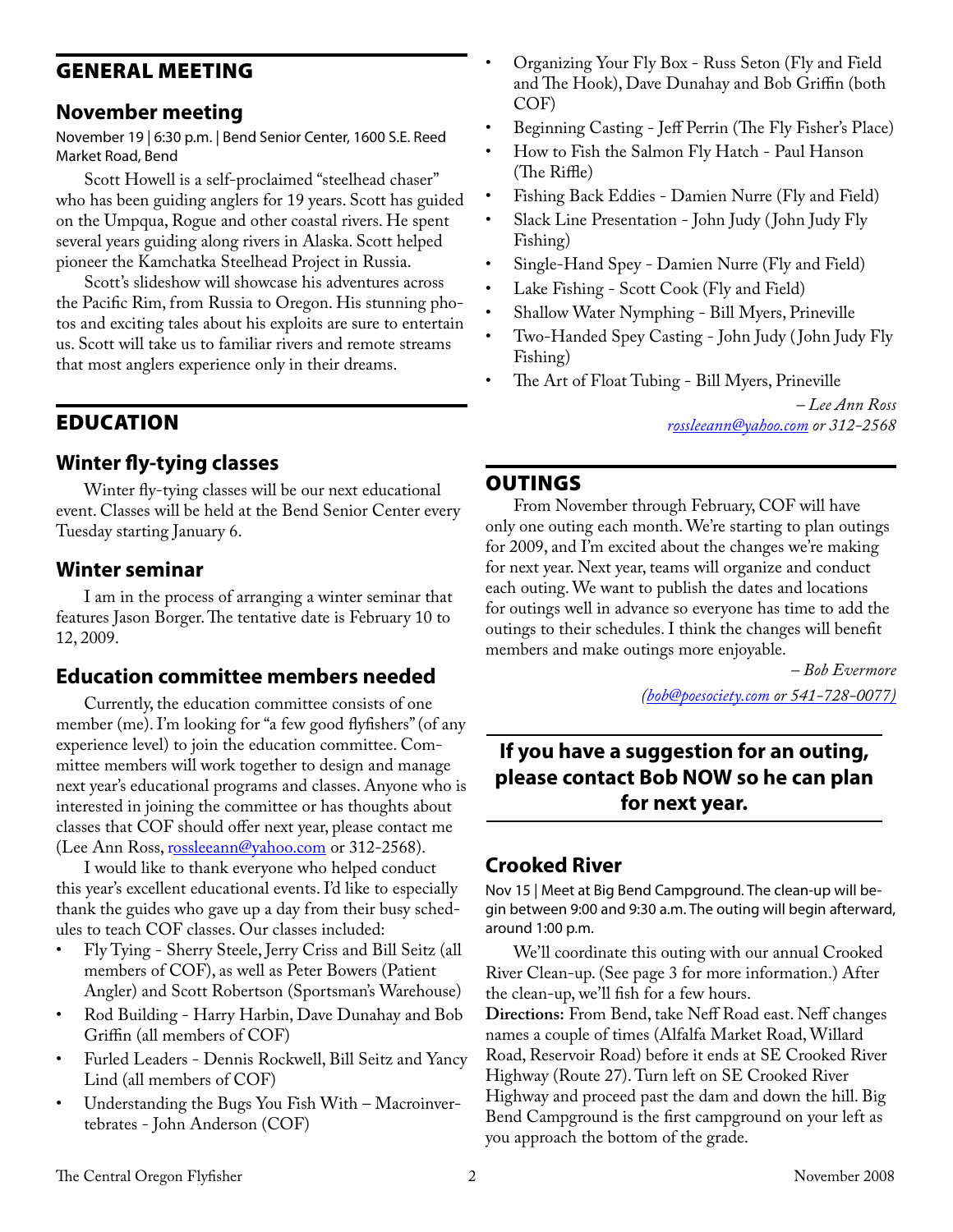## GENERAL MEETING

### November meeting

November 19 | 6:30 p.m. | Bend Senior Center, 1600 S.E. Reed Market Road, Bend

Scott Howell is a self-proclaimed "steelhead chaser" who has been guiding anglers for 19 years. Scott has guided on the Umpqua, Rogue and other coastal rivers. He spent several years guiding along rivers in Alaska. Scott helped pioneer the Kamchatka Steelhead Project in Russia.

Scott's slideshow will showcase his adventures across the Pacific Rim, from Russia to Oregon. His stunning photos and exciting tales about his exploits are sure to entertain us. Scott will take us to familiar rivers and remote streams that most anglers experience only in their dreams.

## EDUCATION

### Winter fly-tying classes

Winter fly-tying classes will be our next educational event. Classes will be held at the Bend Senior Center every Tuesday starting January 6.

### Winter seminar

I am in the process of arranging a winter seminar that features Jason Borger. The tentative date is February 10 to 12, 2009.

### Education committee members needed

Currently, the education committee consists of one member (me). I'm looking for "a few good flyfishers" (of any experience level) to join the education committee. Committee members will work together to design and manage next year's educational programs and classes. Anyone who is interested in joining the committee or has thoughts about classes that COF should offer next year, please contact me (Lee Ann Ross, rossleeann@yahoo.com or 312-2568).

I would like to thank everyone who helped conduct this year's excellent educational events. I'd like to especially thank the guides who gave up a day from their busy schedules to teach COF classes. Our classes included:

- Fly Tying - Sherry Steele, Jerry Criss and Bill Seitz (all members of COF), as well as Peter Bowers (Patient Angler) and Scott Robertson (Sportsman's Warehouse)
- Rod Building - Harry Harbin, Dave Dunahay and Bob Griffin (all members of COF)
- Furled Leaders - Dennis Rockwell, Bill Seitz and Yancy Lind (all members of COF)
- Understanding the Bugs You Fish With – Macroinvertebrates - John Anderson (COF)
- Organizing Your Fly Box - Russ Seton (Fly and Field and The Hook), Dave Dunahay and Bob Griffin (both COF)
- Beginning Casting - Jeff Perrin (The Fly Fisher's Place)
- How to Fish the Salmon Fly Hatch - Paul Hanson (The Riffle)
- Fishing Back Eddies - Damien Nurre (Fly and Field)
- Slack Line Presentation - John Judy (John Judy Fly Fishing)
- Single-Hand Spey - Damien Nurre (Fly and Field)
- Lake Fishing - Scott Cook (Fly and Field)
- Shallow Water Nymphing - Bill Myers, Prineville
- Two-Handed Spey Casting - John Judy (John Judy Fly Fishing)
- The Art of Float Tubing - Bill Myers, Prineville

*– Lee Ann Ross*
*rossleeann@yahoo.com or 312-2568*

## OUTINGS

From November through February, COF will have only one outing each month. We're starting to plan outings for 2009, and I'm excited about the changes we're making for next year. Next year, teams will organize and conduct each outing. We want to publish the dates and locations for outings well in advance so everyone has time to add the outings to their schedules. I think the changes will benefit members and make outings more enjoyable.

*– Bob Evermore*
*(bob@poesociety.com or 541-728-0077)*

**If you have a suggestion for an outing, please contact Bob NOW so he can plan for next year.**

### Crooked River

Nov 15 | Meet at Big Bend Campground. The clean-up will begin between 9:00 and 9:30 a.m. The outing will begin afterward, around 1:00 p.m.

We'll coordinate this outing with our annual Crooked River Clean-up. (See page 3 for more information.) After the clean-up, we'll fish for a few hours.

**Directions:** From Bend, take Neff Road east. Neff changes names a couple of times (Alfalfa Market Road, Willard Road, Reservoir Road) before it ends at SE Crooked River Highway (Route 27). Turn left on SE Crooked River Highway and proceed past the dam and down the hill. Big Bend Campground is the first campground on your left as you approach the bottom of the grade.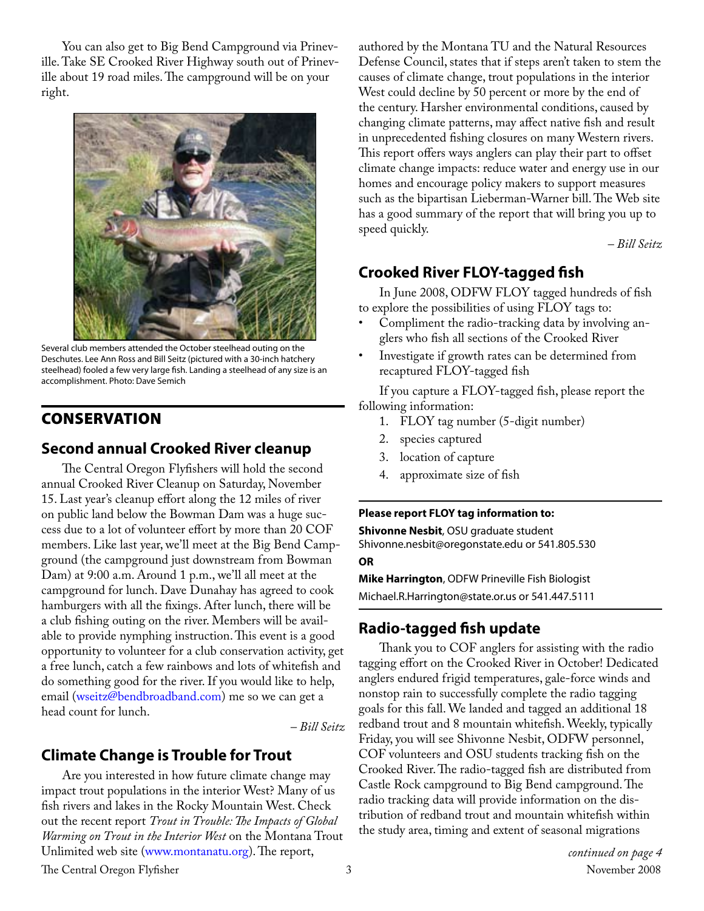You can also get to Big Bend Campground via Prineville. Take SE Crooked River Highway south out of Prineville about 19 road miles. The campground will be on your right.

Several club members attended the October steelhead outing on the Deschutes. Lee Ann Ross and Bill Seitz (pictured with a 30-inch hatchery steelhead) fooled a few very large fish. Landing a steelhead of any size is an accomplishment. Photo: Dave Semich

# CONSERVATION

## Second annual Crooked River cleanup

The Central Oregon Flyfishers will hold the second annual Crooked River Cleanup on Saturday, November 15. Last year's cleanup effort along the 12 miles of river on public land below the Bowman Dam was a huge success due to a lot of volunteer effort by more than 20 COF members. Like last year, we'll meet at the Big Bend Campground (the campground just downstream from Bowman Dam) at 9:00 a.m. Around 1 p.m., we'll all meet at the campground for lunch. Dave Dunahay has agreed to cook hamburgers with all the fixings. After lunch, there will be a club fishing outing on the river. Members will be available to provide nymphing instruction. This event is a good opportunity to volunteer for a club conservation activity, get a free lunch, catch a few rainbows and lots of whitefish and do something good for the river. If you would like to help, email (wseitz@bendbroadband.com) me so we can get a head count for lunch.

*– Bill Seitz*

## Climate Change is Trouble for Trout

Are you interested in how future climate change may impact trout populations in the interior West? Many of us fish rivers and lakes in the Rocky Mountain West. Check out the recent report *Trout in Trouble: The Impacts of Global Warming on Trout in the Interior West* on the Montana Trout Unlimited web site (www.montanatu.org). The report, authored by the Montana TU and the Natural Resources Defense Council, states that if steps aren't taken to stem the causes of climate change, trout populations in the interior West could decline by 50 percent or more by the end of the century. Harsher environmental conditions, caused by changing climate patterns, may affect native fish and result in unprecedented fishing closures on many Western rivers. This report offers ways anglers can play their part to offset climate change impacts: reduce water and energy use in our homes and encourage policy makers to support measures such as the bipartisan Lieberman-Warner bill. The Web site has a good summary of the report that will bring you up to speed quickly.

*– Bill Seitz*

## Crooked River FLOY-tagged fish

In June 2008, ODFW FLOY tagged hundreds of fish to explore the possibilities of using FLOY tags to:

- Compliment the radio-tracking data by involving anglers who fish all sections of the Crooked River
- Investigate if growth rates can be determined from recaptured FLOY-tagged fish

If you capture a FLOY-tagged fish, please report the following information:

1. FLOY tag number (5-digit number)
2. species captured
3. location of capture
4. approximate size of fish

**Please report FLOY tag information to:**

**Shivonne Nesbit**, OSU graduate student
Shivonne.nesbit@oregonstate.edu or 541.805.530

**OR**

**Mike Harrington**, ODFW Prineville Fish Biologist
Michael.R.Harrington@state.or.us or 541.447.5111

## Radio-tagged fish update

Thank you to COF anglers for assisting with the radio tagging effort on the Crooked River in October! Dedicated anglers endured frigid temperatures, gale-force winds and nonstop rain to successfully complete the radio tagging goals for this fall. We landed and tagged an additional 18 redband trout and 8 mountain whitefish. Weekly, typically Friday, you will see Shivonne Nesbit, ODFW personnel, COF volunteers and OSU students tracking fish on the Crooked River. The radio-tagged fish are distributed from Castle Rock campground to Big Bend campground. The radio tracking data will provide information on the distribution of redband trout and mountain whitefish within the study area, timing and extent of seasonal migrations

*continued on page 4*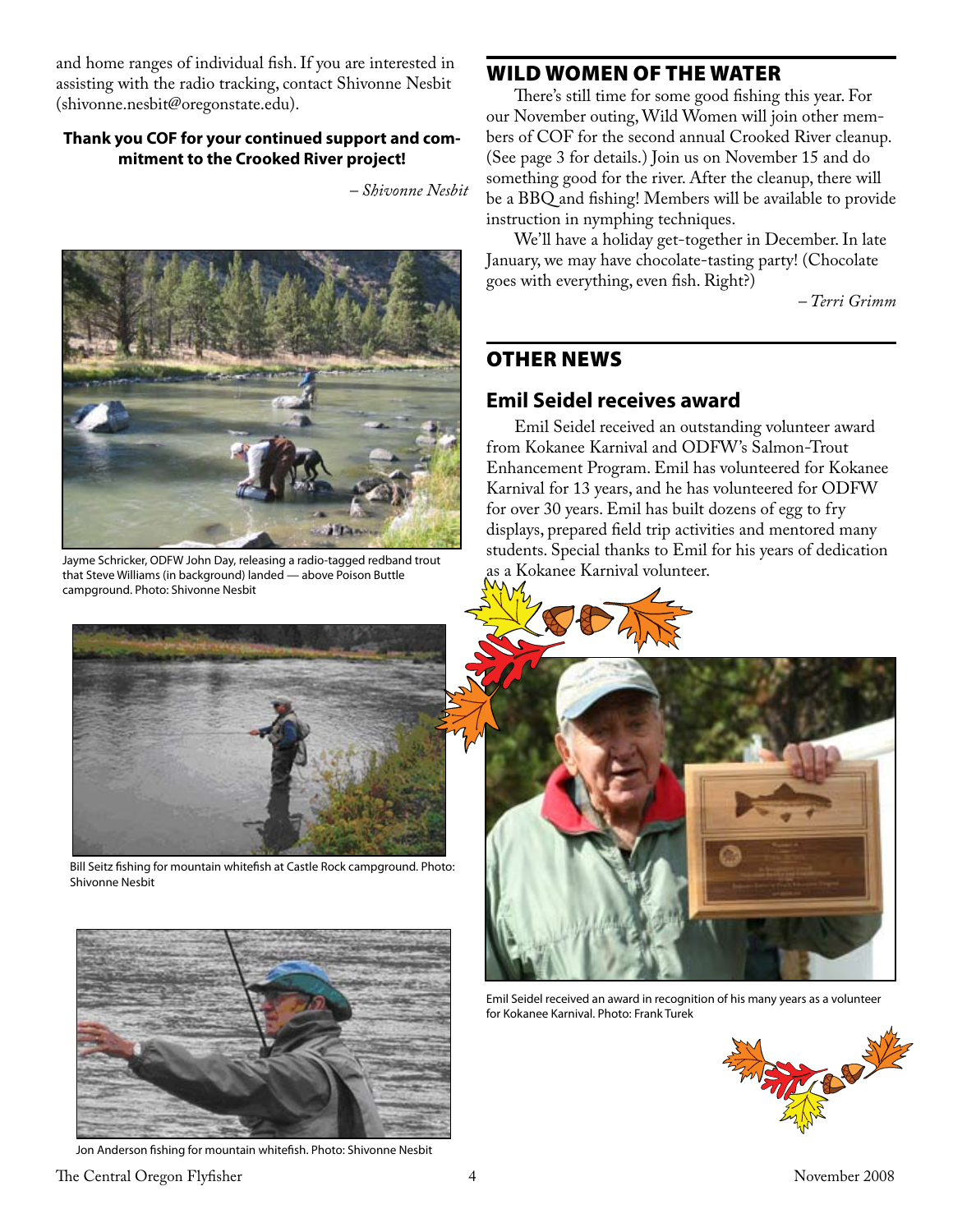and home ranges of individual fish. If you are interested in assisting with the radio tracking, contact Shivonne Nesbit (shivonne.nesbit@oregonstate.edu).

**Thank you COF for your continued support and commitment to the Crooked River project!**

*– Shivonne Nesbit*

Jayme Schricker, ODFW John Day, releasing a radio-tagged redband trout that Steve Williams (in background) landed — above Poison Buttle campground. Photo: Shivonne Nesbit

Bill Seitz fishing for mountain whitefish at Castle Rock campground. Photo: Shivonne Nesbit

Jon Anderson fishing for mountain whitefish. Photo: Shivonne Nesbit

## WILD WOMEN OF THE WATER

There's still time for some good fishing this year. For our November outing, Wild Women will join other members of COF for the second annual Crooked River cleanup. (See page 3 for details.) Join us on November 15 and do something good for the river. After the cleanup, there will be a BBQ and fishing! Members will be available to provide instruction in nymphing techniques.

We'll have a holiday get-together in December. In late January, we may have chocolate-tasting party! (Chocolate goes with everything, even fish. Right?)

*– Terri Grimm*

## OTHER NEWS

### Emil Seidel receives award

Emil Seidel received an outstanding volunteer award from Kokanee Karnival and ODFW's Salmon-Trout Enhancement Program. Emil has volunteered for Kokanee Karnival for 13 years, and he has volunteered for ODFW for over 30 years. Emil has built dozens of egg to fry displays, prepared field trip activities and mentored many students. Special thanks to Emil for his years of dedication as a Kokanee Karnival volunteer.

Emil Seidel received an award in recognition of his many years as a volunteer for Kokanee Karnival. Photo: Frank Turek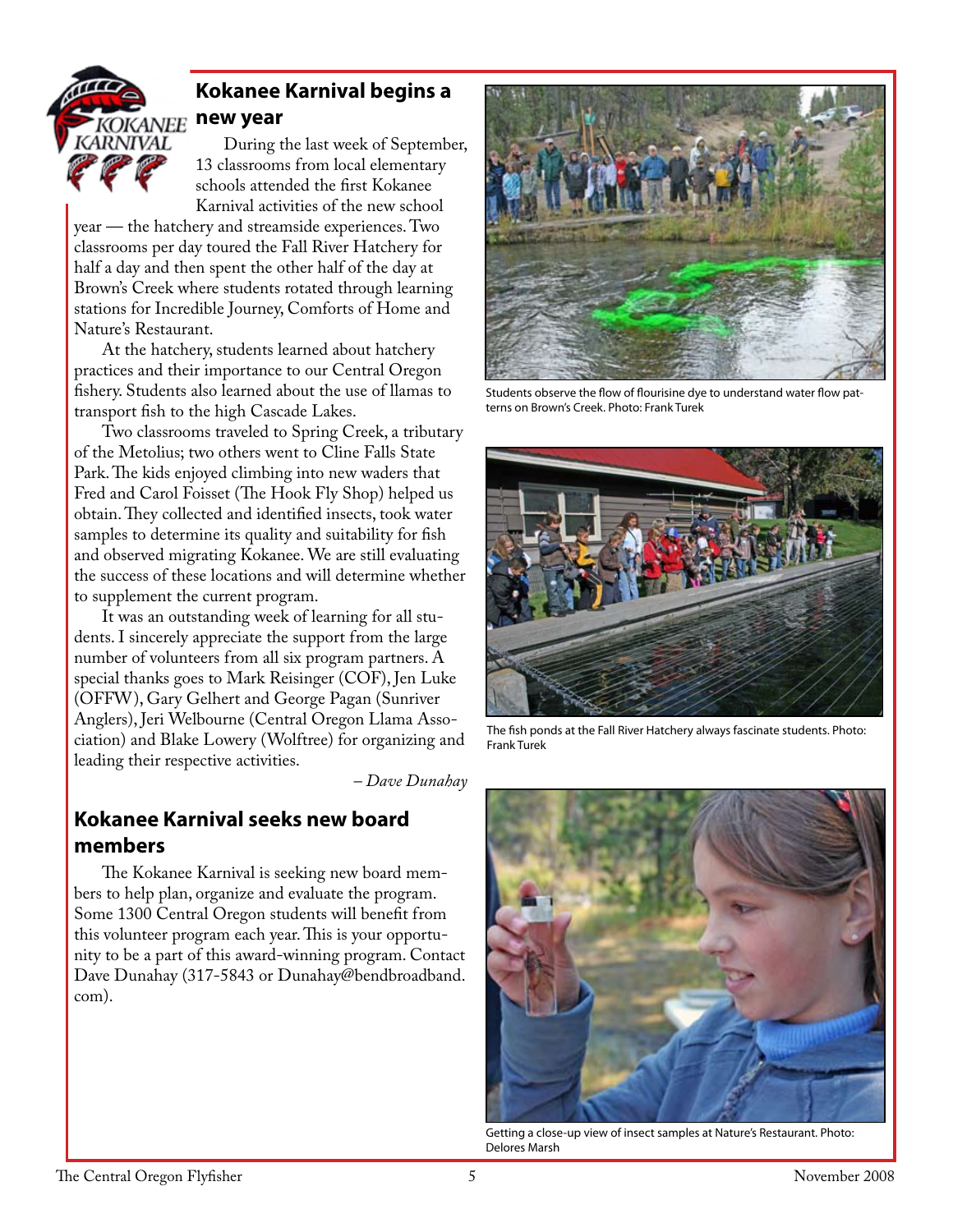## Kokanee Karnival begins a new year

During the last week of September, 13 classrooms from local elementary schools attended the first Kokanee Karnival activities of the new school year — the hatchery and streamside experiences. Two classrooms per day toured the Fall River Hatchery for half a day and then spent the other half of the day at Brown's Creek where students rotated through learning stations for Incredible Journey, Comforts of Home and Nature's Restaurant.

At the hatchery, students learned about hatchery practices and their importance to our Central Oregon fishery. Students also learned about the use of llamas to transport fish to the high Cascade Lakes.

Two classrooms traveled to Spring Creek, a tributary of the Metolius; two others went to Cline Falls State Park. The kids enjoyed climbing into new waders that Fred and Carol Foisset (The Hook Fly Shop) helped us obtain. They collected and identified insects, took water samples to determine its quality and suitability for fish and observed migrating Kokanee. We are still evaluating the success of these locations and will determine whether to supplement the current program.

It was an outstanding week of learning for all students. I sincerely appreciate the support from the large number of volunteers from all six program partners. A special thanks goes to Mark Reisinger (COF), Jen Luke (OFFW), Gary Gelhert and George Pagan (Sunriver Anglers), Jeri Welbourne (Central Oregon Llama Association) and Blake Lowery (Wolftree) for organizing and leading their respective activities.

*– Dave Dunahay*

Students observe the flow of flourisine dye to understand water flow patterns on Brown's Creek. Photo: Frank Turek

The fish ponds at the Fall River Hatchery always fascinate students. Photo: Frank Turek

Getting a close-up view of insect samples at Nature's Restaurant. Photo: Delores Marsh

## Kokanee Karnival seeks new board members

The Kokanee Karnival is seeking new board members to help plan, organize and evaluate the program. Some 1300 Central Oregon students will benefit from this volunteer program each year. This is your opportunity to be a part of this award-winning program. Contact Dave Dunahay (317-5843 or Dunahay@bendbroadband.com).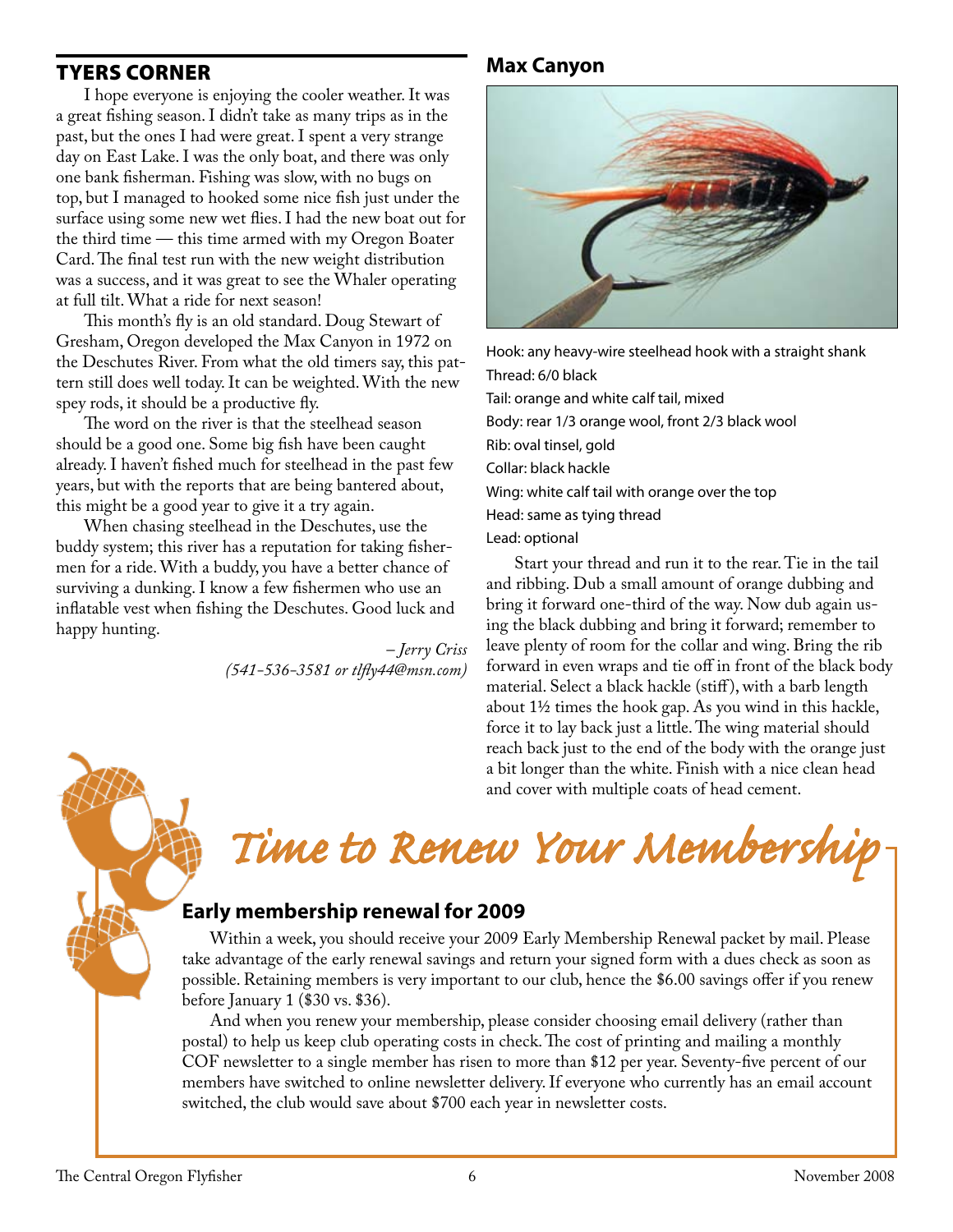## TYERS CORNER

I hope everyone is enjoying the cooler weather. It was a great fishing season. I didn't take as many trips as in the past, but the ones I had were great. I spent a very strange day on East Lake. I was the only boat, and there was only one bank fisherman. Fishing was slow, with no bugs on top, but I managed to hooked some nice fish just under the surface using some new wet flies. I had the new boat out for the third time — this time armed with my Oregon Boater Card. The final test run with the new weight distribution was a success, and it was great to see the Whaler operating at full tilt. What a ride for next season!

This month's fly is an old standard. Doug Stewart of Gresham, Oregon developed the Max Canyon in 1972 on the Deschutes River. From what the old timers say, this pattern still does well today. It can be weighted. With the new spey rods, it should be a productive fly.

The word on the river is that the steelhead season should be a good one. Some big fish have been caught already. I haven't fished much for steelhead in the past few years, but with the reports that are being bantered about, this might be a good year to give it a try again.

When chasing steelhead in the Deschutes, use the buddy system; this river has a reputation for taking fishermen for a ride. With a buddy, you have a better chance of surviving a dunking. I know a few fishermen who use an inflatable vest when fishing the Deschutes. Good luck and happy hunting.

*– Jerry Criss*
*(541-536-3581 or tlfly44@msn.com)*

## Max Canyon

Hook: any heavy-wire steelhead hook with a straight shank
Thread: 6/0 black
Tail: orange and white calf tail, mixed
Body: rear 1/3 orange wool, front 2/3 black wool
Rib: oval tinsel, gold
Collar: black hackle
Wing: white calf tail with orange over the top
Head: same as tying thread
Lead: optional

Start your thread and run it to the rear. Tie in the tail and ribbing. Dub a small amount of orange dubbing and bring it forward one-third of the way. Now dub again using the black dubbing and bring it forward; remember to leave plenty of room for the collar and wing. Bring the rib forward in even wraps and tie off in front of the black body material. Select a black hackle (stiff), with a barb length about 1½ times the hook gap. As you wind in this hackle, force it to lay back just a little. The wing material should reach back just to the end of the body with the orange just a bit longer than the white. Finish with a nice clean head and cover with multiple coats of head cement.

# *Time to Renew Your Membership*

### Early membership renewal for 2009

Within a week, you should receive your 2009 Early Membership Renewal packet by mail. Please take advantage of the early renewal savings and return your signed form with a dues check as soon as possible. Retaining members is very important to our club, hence the $6.00 savings offer if you renew before January 1 ($30 vs. $36).

And when you renew your membership, please consider choosing email delivery (rather than postal) to help us keep club operating costs in check. The cost of printing and mailing a monthly COF newsletter to a single member has risen to more than $12 per year. Seventy-five percent of our members have switched to online newsletter delivery. If everyone who currently has an email account switched, the club would save about $700 each year in newsletter costs.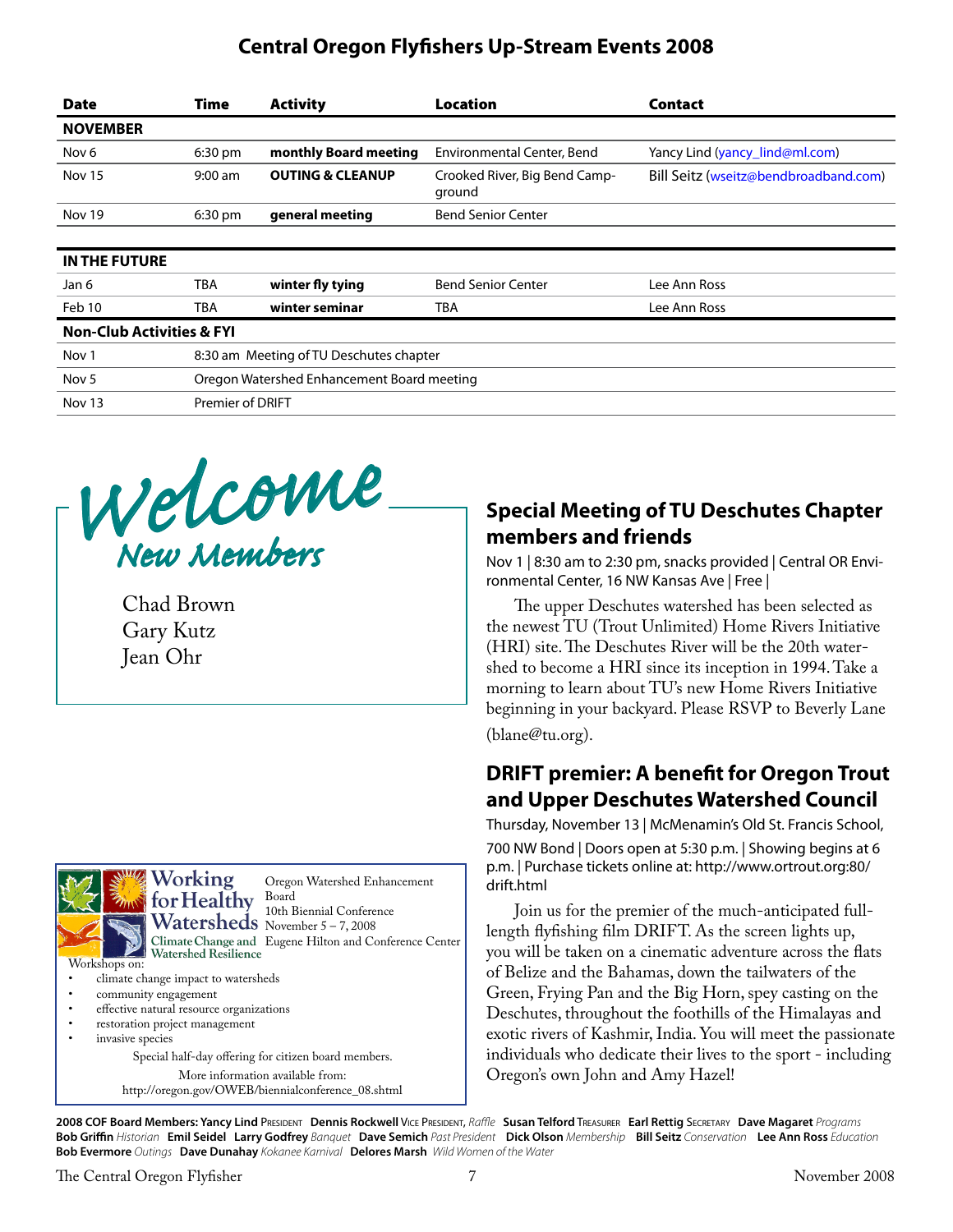# Central Oregon Flyfishers Up-Stream Events 2008

| Date | Time | Activity | Location | Contact |
|---|---|---|---|---|
| **NOVEMBER** | | | | |
| Nov 6 | 6:30 pm | **monthly Board meeting** | Environmental Center, Bend | Yancy Lind (yancy_lind@ml.com) |
| Nov 15 | 9:00 am | **OUTING & CLEANUP** | Crooked River, Big Bend Campground | Bill Seitz (wseitz@bendbroadband.com) |
| Nov 19 | 6:30 pm | **general meeting** | Bend Senior Center | |
| **IN THE FUTURE** | | | | |
| Jan 6 | TBA | **winter fly tying** | Bend Senior Center | Lee Ann Ross |
| Feb 10 | TBA | **winter seminar** | TBA | Lee Ann Ross |
| **Non-Club Activities & FYI** | | | | |
| Nov 1 | 8:30 am Meeting of TU Deschutes chapter | | | |
| Nov 5 | Oregon Watershed Enhancement Board meeting | | | |
| Nov 13 | Premier of DRIFT | | | |

## Welcome New Members

Chad Brown
Gary Kutz
Jean Ohr

**Working for Healthy Watersheds**
Climate Change and Watershed Resilience

Oregon Watershed Enhancement Board
10th Biennial Conference
November 5 – 7, 2008
Eugene Hilton and Conference Center

Workshops on:

- climate change impact to watersheds
- community engagement
- effective natural resource organizations
- restoration project management
- invasive species

Special half-day offering for citizen board members.

More information available from:
http://oregon.gov/OWEB/biennialconference_08.shtml

## Special Meeting of TU Deschutes Chapter members and friends

Nov 1 | 8:30 am to 2:30 pm, snacks provided | Central OR Environmental Center, 16 NW Kansas Ave | Free |

The upper Deschutes watershed has been selected as the newest TU (Trout Unlimited) Home Rivers Initiative (HRI) site. The Deschutes River will be the 20th watershed to become a HRI since its inception in 1994. Take a morning to learn about TU's new Home Rivers Initiative beginning in your backyard. Please RSVP to Beverly Lane (blane@tu.org).

## DRIFT premier: A benefit for Oregon Trout and Upper Deschutes Watershed Council

Thursday, November 13 | McMenamin's Old St. Francis School, 700 NW Bond | Doors open at 5:30 p.m. | Showing begins at 6 p.m. | Purchase tickets online at: http://www.ortrout.org:80/drift.html

Join us for the premier of the much-anticipated full-length flyfishing film DRIFT. As the screen lights up, you will be taken on a cinematic adventure across the flats of Belize and the Bahamas, down the tailwaters of the Green, Frying Pan and the Big Horn, spey casting on the Deschutes, throughout the foothills of the Himalayas and exotic rivers of Kashmir, India. You will meet the passionate individuals who dedicate their lives to the sport - including Oregon's own John and Amy Hazel!

**2008 COF Board Members: Yancy Lind** President **Dennis Rockwell** Vice President, *Raffle* **Susan Telford** Treasurer **Earl Rettig** Secretary **Dave Magaret** *Programs* **Bob Griffin** *Historian* **Emil Seidel** **Larry Godfrey** *Banquet* **Dave Semich** *Past President* **Dick Olson** *Membership* **Bill Seitz** *Conservation* **Lee Ann Ross** *Education* **Bob Evermore** *Outings* **Dave Dunahay** *Kokanee Karnival* **Delores Marsh** *Wild Women of the Water*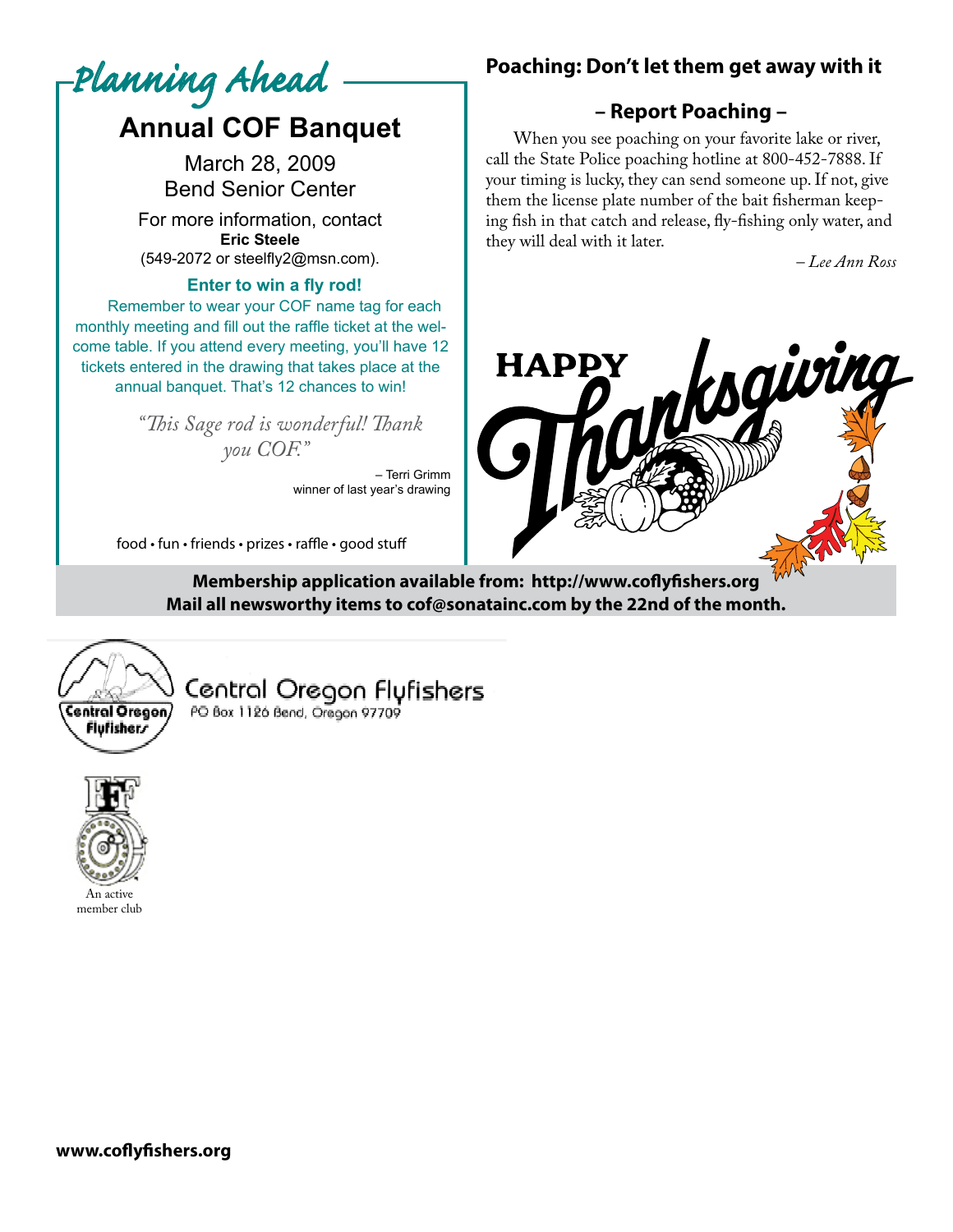## Planning Ahead

# Annual COF Banquet

March 28, 2009
Bend Senior Center

For more information, contact
**Eric Steele**
(549-2072 or steelfly2@msn.com).

**Enter to win a fly rod!**

Remember to wear your COF name tag for each monthly meeting and fill out the raffle ticket at the welcome table. If you attend every meeting, you'll have 12 tickets entered in the drawing that takes place at the annual banquet. That's 12 chances to win!

*"This Sage rod is wonderful! Thank you COF."*

– Terri Grimm
winner of last year's drawing

food • fun • friends • prizes • raffle • good stuff

## Poaching: Don't let them get away with it

### – Report Poaching –

When you see poaching on your favorite lake or river, call the State Police poaching hotline at 800-452-7888. If your timing is lucky, they can send someone up. If not, give them the license plate number of the bait fisherman keeping fish in that catch and release, fly-fishing only water, and they will deal with it later.

*– Lee Ann Ross*

HAPPY Thanksgiving

**Membership application available from: http://www.coflyfishers.org**
**Mail all newsworthy items to cof@sonatainc.com by the 22nd of the month.**

Central Oregon Flyfishers
PO Box 1126 Bend, Oregon 97709

An active member club

**www.coflyfishers.org**